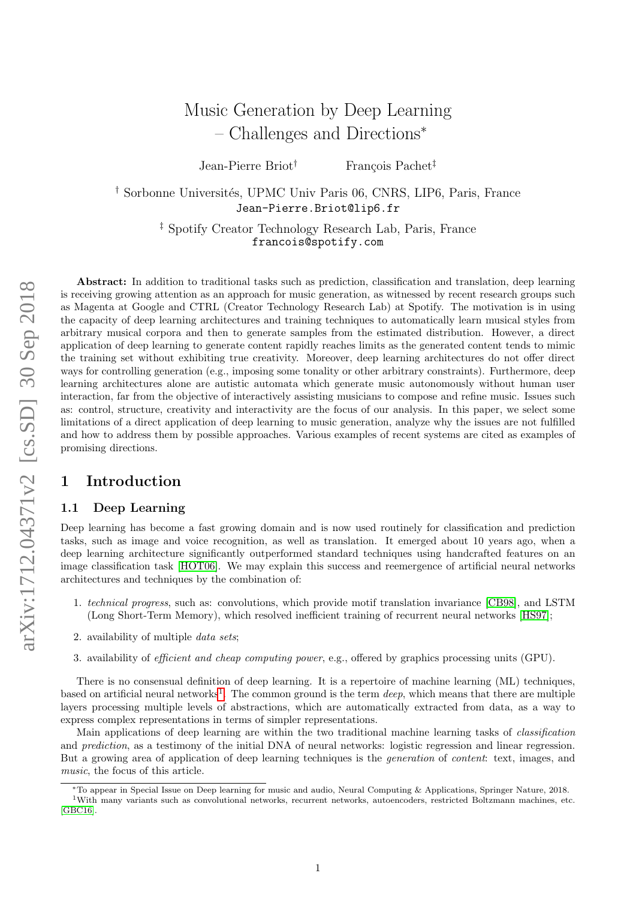# Music Generation by Deep Learning – Challenges and Directions*

Jean-Pierre Briot[†] François Pachet[‡]

[†] Sorbonne Universités, UPMC Univ Paris 06, CNRS, LIP6, Paris, France
Jean-Pierre.Briot@lip6.fr

[‡] Spotify Creator Technology Research Lab, Paris, France
francois@spotify.com

**Abstract:** In addition to traditional tasks such as prediction, classification and translation, deep learning is receiving growing attention as an approach for music generation, as witnessed by recent research groups such as Magenta at Google and CTRL (Creator Technology Research Lab) at Spotify. The motivation is in using the capacity of deep learning architectures and training techniques to automatically learn musical styles from arbitrary musical corpora and then to generate samples from the estimated distribution. However, a direct application of deep learning to generate content rapidly reaches limits as the generated content tends to mimic the training set without exhibiting true creativity. Moreover, deep learning architectures do not offer direct ways for controlling generation (e.g., imposing some tonality or other arbitrary constraints). Furthermore, deep learning architectures alone are autistic automata which generate music autonomously without human user interaction, far from the objective of interactively assisting musicians to compose and refine music. Issues such as: control, structure, creativity and interactivity are the focus of our analysis. In this paper, we select some limitations of a direct application of deep learning to music generation, analyze why the issues are not fulfilled and how to address them by possible approaches. Various examples of recent systems are cited as examples of promising directions.

## 1 Introduction

### 1.1 Deep Learning

Deep learning has become a fast growing domain and is now used routinely for classification and prediction tasks, such as image and voice recognition, as well as translation. It emerged about 10 years ago, when a deep learning architecture significantly outperformed standard techniques using handcrafted features on an image classification task [HOT06]. We may explain this success and reemergence of artificial neural networks architectures and techniques by the combination of:

1. *technical progress*, such as: convolutions, which provide motif translation invariance [CB98], and LSTM (Long Short-Term Memory), which resolved inefficient training of recurrent neural networks [HS97];
2. availability of multiple *data sets*;
3. availability of *efficient and cheap computing power*, e.g., offered by graphics processing units (GPU).

There is no consensual definition of deep learning. It is a repertoire of machine learning (ML) techniques, based on artificial neural networks[1]. The common ground is the term *deep*, which means that there are multiple layers processing multiple levels of abstractions, which are automatically extracted from data, as a way to express complex representations in terms of simpler representations.

Main applications of deep learning are within the two traditional machine learning tasks of *classification* and *prediction*, as a testimony of the initial DNA of neural networks: logistic regression and linear regression. But a growing area of application of deep learning techniques is the *generation* of *content*: text, images, and *music*, the focus of this article.

*To appear in Special Issue on Deep learning for music and audio, Neural Computing & Applications, Springer Nature, 2018.

[1] With many variants such as convolutional networks, recurrent networks, autoencoders, restricted Boltzmann machines, etc. [GBC16].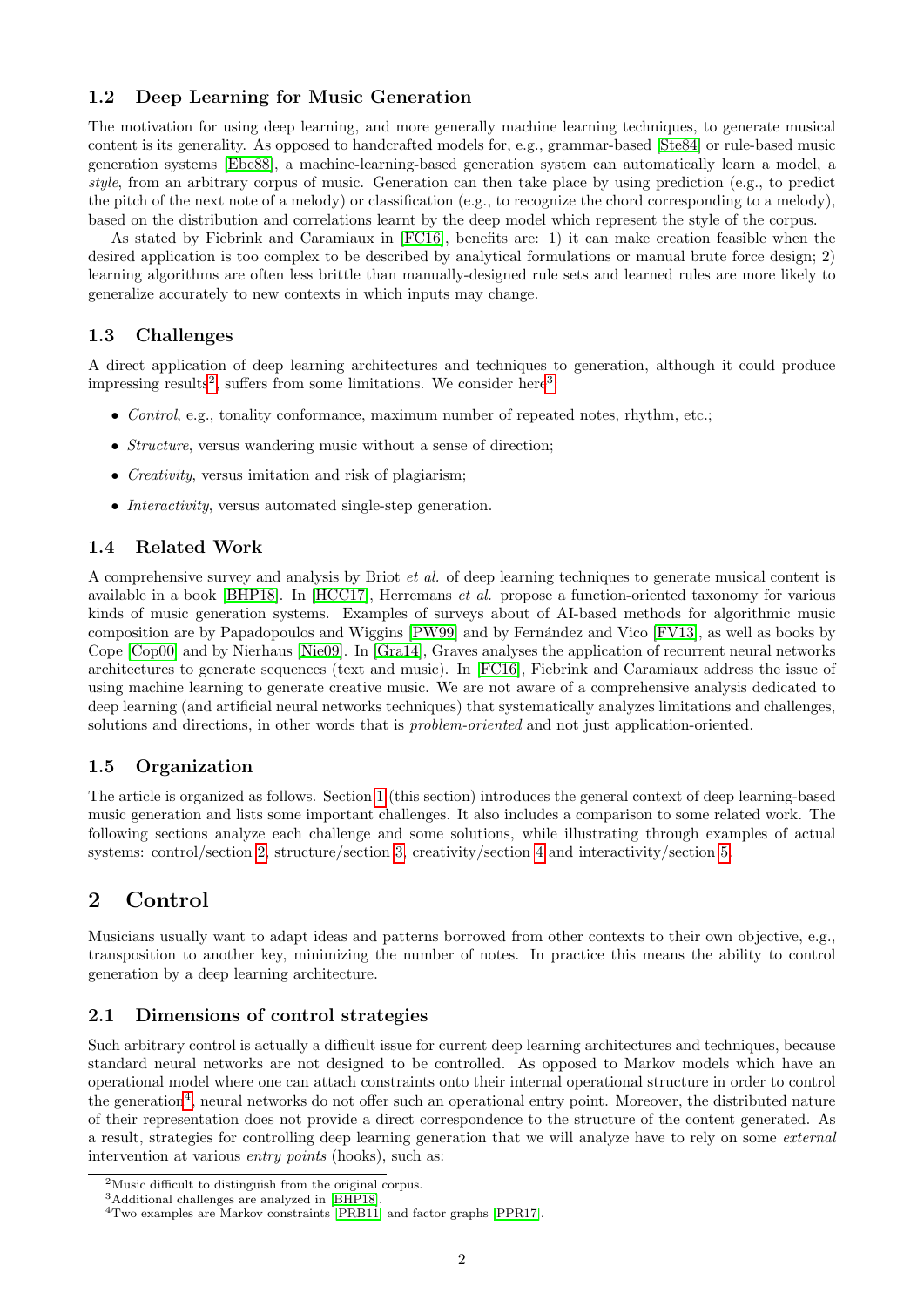### 1.2 Deep Learning for Music Generation

The motivation for using deep learning, and more generally machine learning techniques, to generate musical content is its generality. As opposed to handcrafted models for, e.g., grammar-based [Ste84] or rule-based music generation systems [Ebc88], a machine-learning-based generation system can automatically learn a model, a *style*, from an arbitrary corpus of music. Generation can then take place by using prediction (e.g., to predict the pitch of the next note of a melody) or classification (e.g., to recognize the chord corresponding to a melody), based on the distribution and correlations learnt by the deep model which represent the style of the corpus.

As stated by Fiebrink and Caramiaux in [FC16], benefits are: 1) it can make creation feasible when the desired application is too complex to be described by analytical formulations or manual brute force design; 2) learning algorithms are often less brittle than manually-designed rule sets and learned rules are more likely to generalize accurately to new contexts in which inputs may change.

### 1.3 Challenges

A direct application of deep learning architectures and techniques to generation, although it could produce impressing results[2], suffers from some limitations. We consider here[3]

- *Control*, e.g., tonality conformance, maximum number of repeated notes, rhythm, etc.;
- *Structure*, versus wandering music without a sense of direction;
- *Creativity*, versus imitation and risk of plagiarism;
- *Interactivity*, versus automated single-step generation.

### 1.4 Related Work

A comprehensive survey and analysis by Briot *et al.* of deep learning techniques to generate musical content is available in a book [BHP18]. In [HCC17], Herremans *et al.* propose a function-oriented taxonomy for various kinds of music generation systems. Examples of surveys about of AI-based methods for algorithmic music composition are by Papadopoulos and Wiggins [PW99] and by Fernández and Vico [FV13], as well as books by Cope [Cop00] and by Nierhaus [Nie09]. In [Gra14], Graves analyses the application of recurrent neural networks architectures to generate sequences (text and music). In [FC16], Fiebrink and Caramiaux address the issue of using machine learning to generate creative music. We are not aware of a comprehensive analysis dedicated to deep learning (and artificial neural networks techniques) that systematically analyzes limitations and challenges, solutions and directions, in other words that is *problem-oriented* and not just application-oriented.

### 1.5 Organization

The article is organized as follows. Section 1 (this section) introduces the general context of deep learning-based music generation and lists some important challenges. It also includes a comparison to some related work. The following sections analyze each challenge and some solutions, while illustrating through examples of actual systems: control/section 2, structure/section 3, creativity/section 4 and interactivity/section 5.

## 2 Control

Musicians usually want to adapt ideas and patterns borrowed from other contexts to their own objective, e.g., transposition to another key, minimizing the number of notes. In practice this means the ability to control generation by a deep learning architecture.

### 2.1 Dimensions of control strategies

Such arbitrary control is actually a difficult issue for current deep learning architectures and techniques, because standard neural networks are not designed to be controlled. As opposed to Markov models which have an operational model where one can attach constraints onto their internal operational structure in order to control the generation[4], neural networks do not offer such an operational entry point. Moreover, the distributed nature of their representation does not provide a direct correspondence to the structure of the content generated. As a result, strategies for controlling deep learning generation that we will analyze have to rely on some *external* intervention at various *entry points* (hooks), such as:

[2] Music difficult to distinguish from the original corpus.

[3] Additional challenges are analyzed in [BHP18].

[4] Two examples are Markov constraints [PRB11] and factor graphs [PPR17].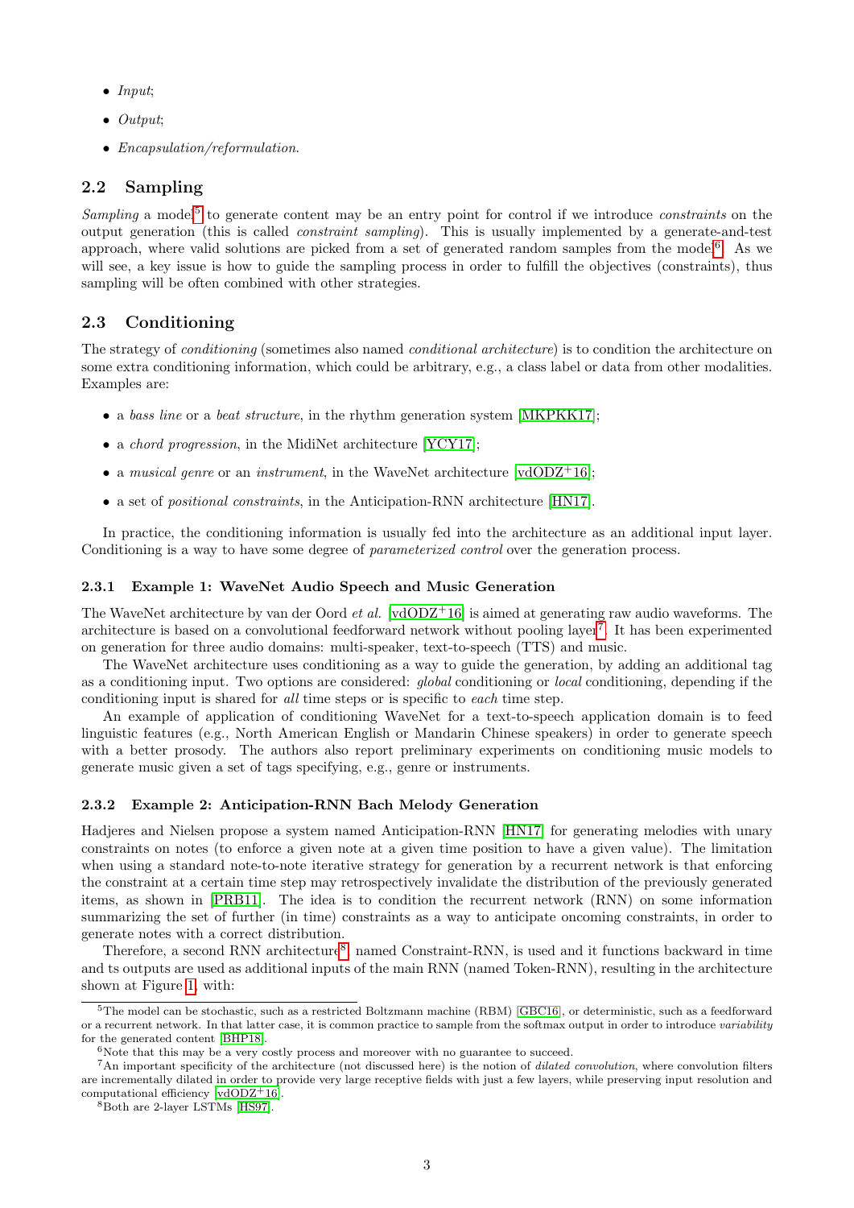- *Input*;
- *Output*;
- *Encapsulation/reformulation*.

## 2.2 Sampling

*Sampling* a model[5] to generate content may be an entry point for control if we introduce *constraints* on the output generation (this is called *constraint sampling*). This is usually implemented by a generate-and-test approach, where valid solutions are picked from a set of generated random samples from the model[6]. As we will see, a key issue is how to guide the sampling process in order to fulfill the objectives (constraints), thus sampling will be often combined with other strategies.

## 2.3 Conditioning

The strategy of *conditioning* (sometimes also named *conditional architecture*) is to condition the architecture on some extra conditioning information, which could be arbitrary, e.g., a class label or data from other modalities. Examples are:

- a *bass line* or a *beat structure*, in the rhythm generation system [MKPKK17];
- a *chord progression*, in the MidiNet architecture [YCY17];
- a *musical genre* or an *instrument*, in the WaveNet architecture [vdODZ+16];
- a set of *positional constraints*, in the Anticipation-RNN architecture [HN17].

In practice, the conditioning information is usually fed into the architecture as an additional input layer. Conditioning is a way to have some degree of *parameterized control* over the generation process.

### 2.3.1 Example 1: WaveNet Audio Speech and Music Generation

The WaveNet architecture by van der Oord *et al.* [vdODZ+16] is aimed at generating raw audio waveforms. The architecture is based on a convolutional feedforward network without pooling layer[7]. It has been experimented on generation for three audio domains: multi-speaker, text-to-speech (TTS) and music.

The WaveNet architecture uses conditioning as a way to guide the generation, by adding an additional tag as a conditioning input. Two options are considered: *global* conditioning or *local* conditioning, depending if the conditioning input is shared for *all* time steps or is specific to *each* time step.

An example of application of conditioning WaveNet for a text-to-speech application domain is to feed linguistic features (e.g., North American English or Mandarin Chinese speakers) in order to generate speech with a better prosody. The authors also report preliminary experiments on conditioning music models to generate music given a set of tags specifying, e.g., genre or instruments.

### 2.3.2 Example 2: Anticipation-RNN Bach Melody Generation

Hadjeres and Nielsen propose a system named Anticipation-RNN [HN17] for generating melodies with unary constraints on notes (to enforce a given note at a given time position to have a given value). The limitation when using a standard note-to-note iterative strategy for generation by a recurrent network is that enforcing the constraint at a certain time step may retrospectively invalidate the distribution of the previously generated items, as shown in [PRB11]. The idea is to condition the recurrent network (RNN) on some information summarizing the set of further (in time) constraints as a way to anticipate oncoming constraints, in order to generate notes with a correct distribution.

Therefore, a second RNN architecture[8], named Constraint-RNN, is used and it functions backward in time and ts outputs are used as additional inputs of the main RNN (named Token-RNN), resulting in the architecture shown at Figure 1, with:

---

[5] The model can be stochastic, such as a restricted Boltzmann machine (RBM) [GBC16], or deterministic, such as a feedforward or a recurrent network. In that latter case, it is common practice to sample from the softmax output in order to introduce *variability* for the generated content [BHP18].

[6] Note that this may be a very costly process and moreover with no guarantee to succeed.

[7] An important specificity of the architecture (not discussed here) is the notion of *dilated convolution*, where convolution filters are incrementally dilated in order to provide very large receptive fields with just a few layers, while preserving input resolution and computational efficiency [vdODZ+16].

[8] Both are 2-layer LSTMs [HS97].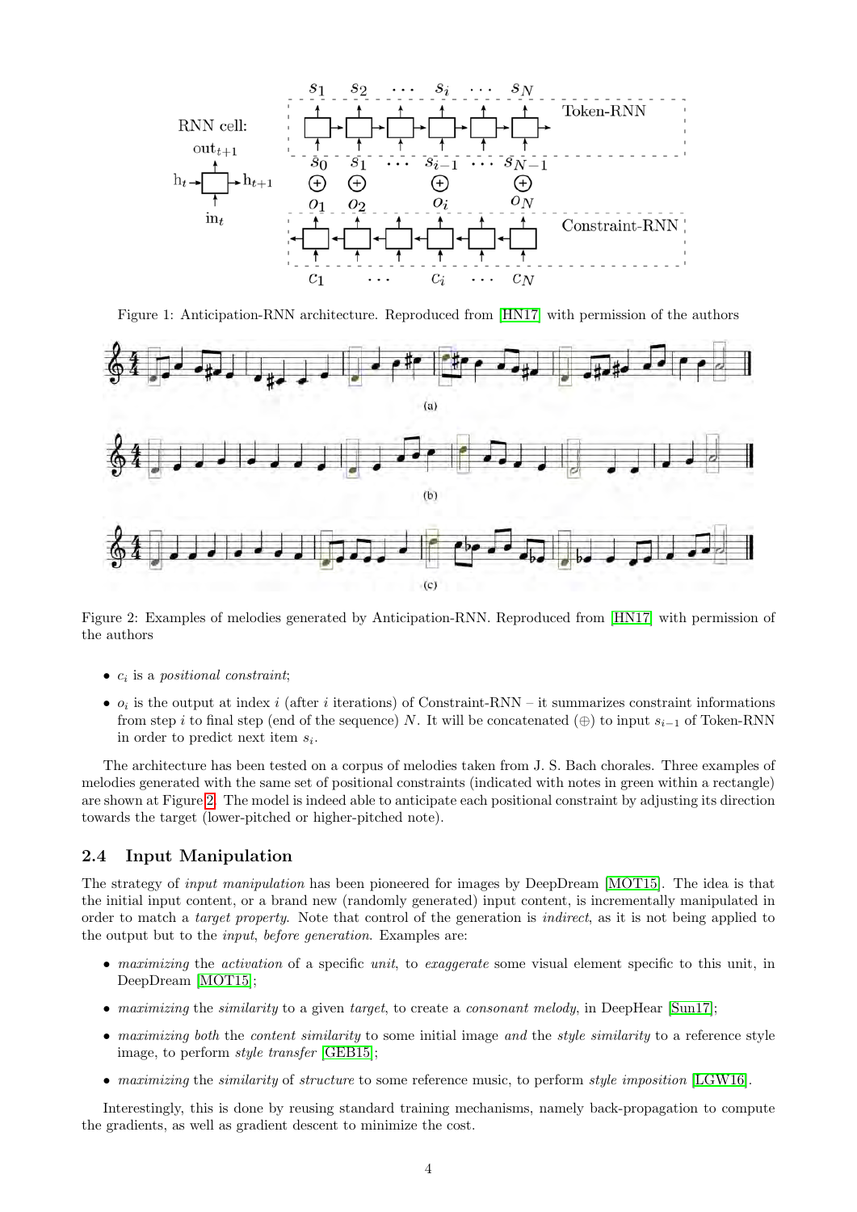Figure 1: Anticipation-RNN architecture. Reproduced from [HN17] with permission of the authors

Figure 2: Examples of melodies generated by Anticipation-RNN. Reproduced from [HN17] with permission of the authors

- $c_i$ is a *positional constraint*;
- $o_i$ is the output at index $i$ (after $i$ iterations) of Constraint-RNN – it summarizes constraint informations from step $i$ to final step (end of the sequence) $N$. It will be concatenated ($\oplus$) to input $s_{i-1}$ of Token-RNN in order to predict next item $s_i$.

The architecture has been tested on a corpus of melodies taken from J. S. Bach chorales. Three examples of melodies generated with the same set of positional constraints (indicated with notes in green within a rectangle) are shown at Figure 2. The model is indeed able to anticipate each positional constraint by adjusting its direction towards the target (lower-pitched or higher-pitched note).

### 2.4 Input Manipulation

The strategy of *input manipulation* has been pioneered for images by DeepDream [MOT15]. The idea is that the initial input content, or a brand new (randomly generated) input content, is incrementally manipulated in order to match a *target property*. Note that control of the generation is *indirect*, as it is not being applied to the output but to the *input*, *before generation*. Examples are:

- *maximizing* the *activation* of a specific *unit*, to *exaggerate* some visual element specific to this unit, in DeepDream [MOT15];
- *maximizing* the *similarity* to a given *target*, to create a *consonant melody*, in DeepHear [Sun17];
- *maximizing both* the *content similarity* to some initial image *and* the *style similarity* to a reference style image, to perform *style transfer* [GEB15];
- *maximizing* the *similarity* of *structure* to some reference music, to perform *style imposition* [LGW16].

Interestingly, this is done by reusing standard training mechanisms, namely back-propagation to compute the gradients, as well as gradient descent to minimize the cost.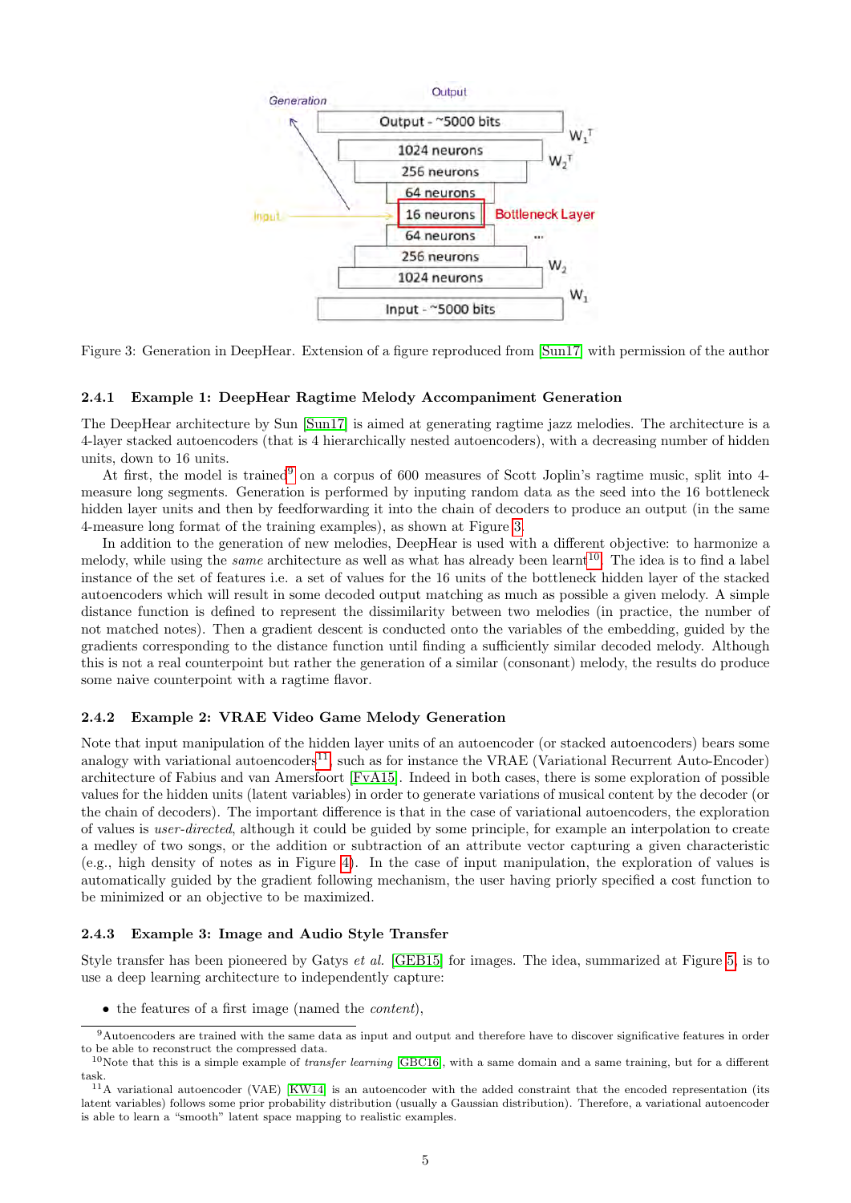Figure 3: Generation in DeepHear. Extension of a figure reproduced from [Sun17] with permission of the author

### 2.4.1 Example 1: DeepHear Ragtime Melody Accompaniment Generation

The DeepHear architecture by Sun [Sun17] is aimed at generating ragtime jazz melodies. The architecture is a 4-layer stacked autoencoders (that is 4 hierarchically nested autoencoders), with a decreasing number of hidden units, down to 16 units.

At first, the model is trained[9] on a corpus of 600 measures of Scott Joplin's ragtime music, split into 4-measure long segments. Generation is performed by inputing random data as the seed into the 16 bottleneck hidden layer units and then by feedforwarding it into the chain of decoders to produce an output (in the same 4-measure long format of the training examples), as shown at Figure 3.

In addition to the generation of new melodies, DeepHear is used with a different objective: to harmonize a melody, while using the *same* architecture as well as what has already been learnt[10]. The idea is to find a label instance of the set of features i.e. a set of values for the 16 units of the bottleneck hidden layer of the stacked autoencoders which will result in some decoded output matching as much as possible a given melody. A simple distance function is defined to represent the dissimilarity between two melodies (in practice, the number of not matched notes). Then a gradient descent is conducted onto the variables of the embedding, guided by the gradients corresponding to the distance function until finding a sufficiently similar decoded melody. Although this is not a real counterpoint but rather the generation of a similar (consonant) melody, the results do produce some naive counterpoint with a ragtime flavor.

### 2.4.2 Example 2: VRAE Video Game Melody Generation

Note that input manipulation of the hidden layer units of an autoencoder (or stacked autoencoders) bears some analogy with variational autoencoders[11], such as for instance the VRAE (Variational Recurrent Auto-Encoder) architecture of Fabius and van Amersfoort [FvA15]. Indeed in both cases, there is some exploration of possible values for the hidden units (latent variables) in order to generate variations of musical content by the decoder (or the chain of decoders). The important difference is that in the case of variational autoencoders, the exploration of values is *user-directed*, although it could be guided by some principle, for example an interpolation to create a medley of two songs, or the addition or subtraction of an attribute vector capturing a given characteristic (e.g., high density of notes as in Figure 4). In the case of input manipulation, the exploration of values is automatically guided by the gradient following mechanism, the user having priorly specified a cost function to be minimized or an objective to be maximized.

### 2.4.3 Example 3: Image and Audio Style Transfer

Style transfer has been pioneered by Gatys *et al.* [GEB15] for images. The idea, summarized at Figure 5, is to use a deep learning architecture to independently capture:

- the features of a first image (named the *content*),

[9] Autoencoders are trained with the same data as input and output and therefore have to discover significative features in order to be able to reconstruct the compressed data.

[10] Note that this is a simple example of *transfer learning* [GBC16], with a same domain and a same training, but for a different task.

[11] A variational autoencoder (VAE) [KW14] is an autoencoder with the added constraint that the encoded representation (its latent variables) follows some prior probability distribution (usually a Gaussian distribution). Therefore, a variational autoencoder is able to learn a "smooth" latent space mapping to realistic examples.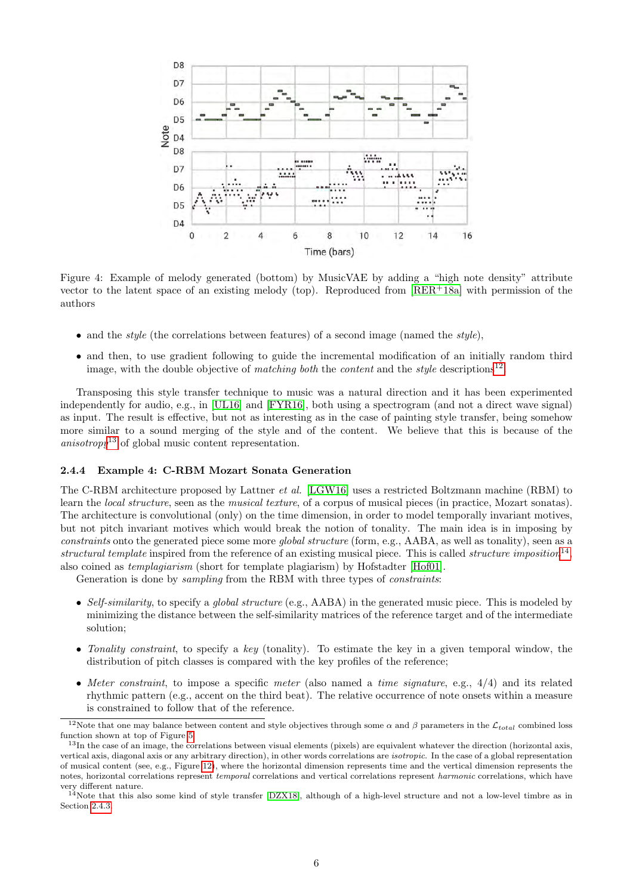Figure 4: Example of melody generated (bottom) by MusicVAE by adding a "high note density" attribute vector to the latent space of an existing melody (top). Reproduced from [RER+18a] with permission of the authors

- and the *style* (the correlations between features) of a second image (named the *style*),
- and then, to use gradient following to guide the incremental modification of an initially random third image, with the double objective of *matching both* the *content* and the *style* descriptions[12].

Transposing this style transfer technique to music was a natural direction and it has been experimented independently for audio, e.g., in [UL16] and [FYR16], both using a spectrogram (and not a direct wave signal) as input. The result is effective, but not as interesting as in the case of painting style transfer, being somehow more similar to a sound merging of the style and of the content. We believe that this is because of the *anisotropy*[13] of global music content representation.

#### 2.4.4 Example 4: C-RBM Mozart Sonata Generation

The C-RBM architecture proposed by Lattner *et al.* [LGW16] uses a restricted Boltzmann machine (RBM) to learn the *local structure*, seen as the *musical texture*, of a corpus of musical pieces (in practice, Mozart sonatas). The architecture is convolutional (only) on the time dimension, in order to model temporally invariant motives, but not pitch invariant motives which would break the notion of tonality. The main idea is in imposing by *constraints* onto the generated piece some more *global structure* (form, e.g., AABA, as well as tonality), seen as a *structural template* inspired from the reference of an existing musical piece. This is called *structure imposition*[14], also coined as *templagiarism* (short for template plagiarism) by Hofstadter [Hof01].

Generation is done by *sampling* from the RBM with three types of *constraints*:

- *Self-similarity*, to specify a *global structure* (e.g., AABA) in the generated music piece. This is modeled by minimizing the distance between the self-similarity matrices of the reference target and of the intermediate solution;
- *Tonality constraint*, to specify a *key* (tonality). To estimate the key in a given temporal window, the distribution of pitch classes is compared with the key profiles of the reference;
- *Meter constraint*, to impose a specific *meter* (also named a *time signature*, e.g., 4/4) and its related rhythmic pattern (e.g., accent on the third beat). The relative occurrence of note onsets within a measure is constrained to follow that of the reference.

[12] Note that one may balance between content and style objectives through some $\alpha$ and $\beta$ parameters in the $\mathcal{L}_{total}$ combined loss function shown at top of Figure 5.

[13] In the case of an image, the correlations between visual elements (pixels) are equivalent whatever the direction (horizontal axis, vertical axis, diagonal axis or any arbitrary direction), in other words correlations are *isotropic*. In the case of a global representation of musical content (see, e.g., Figure 12), where the horizontal dimension represents time and the vertical dimension represents the notes, horizontal correlations represent *temporal* correlations and vertical correlations represent *harmonic* correlations, which have very different nature.

[14] Note that this also some kind of style transfer [DZX18], although of a high-level structure and not a low-level timbre as in Section 2.4.3.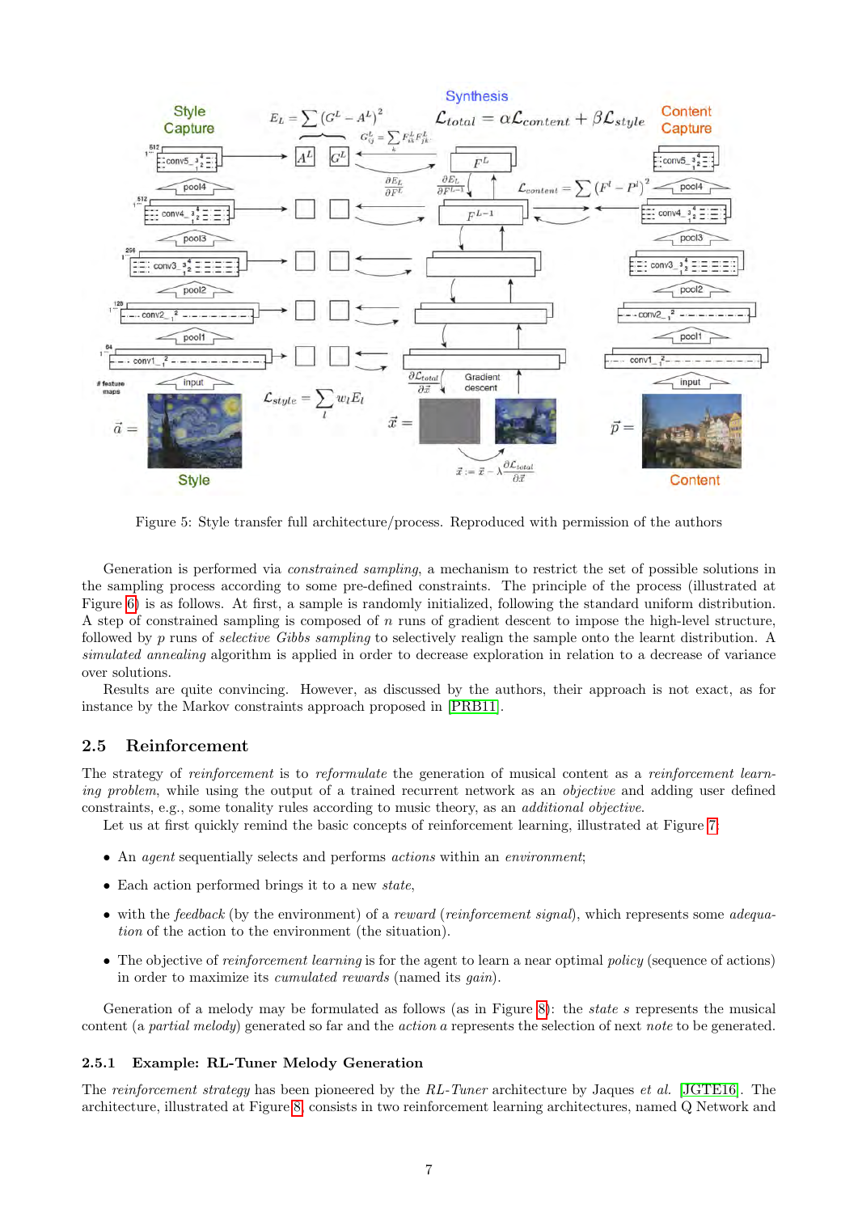Figure 5: Style transfer full architecture/process. Reproduced with permission of the authors

Generation is performed via *constrained sampling*, a mechanism to restrict the set of possible solutions in the sampling process according to some pre-defined constraints. The principle of the process (illustrated at Figure 6) is as follows. At first, a sample is randomly initialized, following the standard uniform distribution. A step of constrained sampling is composed of $n$ runs of gradient descent to impose the high-level structure, followed by $p$ runs of *selective Gibbs sampling* to selectively realign the sample onto the learnt distribution. A *simulated annealing* algorithm is applied in order to decrease exploration in relation to a decrease of variance over solutions.

Results are quite convincing. However, as discussed by the authors, their approach is not exact, as for instance by the Markov constraints approach proposed in [PRB11].

## 2.5 Reinforcement

The strategy of *reinforcement* is to *reformulate* the generation of musical content as a *reinforcement learning problem*, while using the output of a trained recurrent network as an *objective* and adding user defined constraints, e.g., some tonality rules according to music theory, as an *additional objective*.

Let us at first quickly remind the basic concepts of reinforcement learning, illustrated at Figure 7:

- An *agent* sequentially selects and performs *actions* within an *environment*;
- Each action performed brings it to a new *state*,
- with the *feedback* (by the environment) of a *reward* (*reinforcement signal*), which represents some *adequation* of the action to the environment (the situation).
- The objective of *reinforcement learning* is for the agent to learn a near optimal *policy* (sequence of actions) in order to maximize its *cumulated rewards* (named its *gain*).

Generation of a melody may be formulated as follows (as in Figure 8): the *state* $s$ represents the musical content (a *partial melody*) generated so far and the *action* $a$ represents the selection of next *note* to be generated.

### 2.5.1 Example: RL-Tuner Melody Generation

The *reinforcement strategy* has been pioneered by the *RL-Tuner* architecture by Jaques *et al.* [JGTE16]. The architecture, illustrated at Figure 8, consists in two reinforcement learning architectures, named Q Network and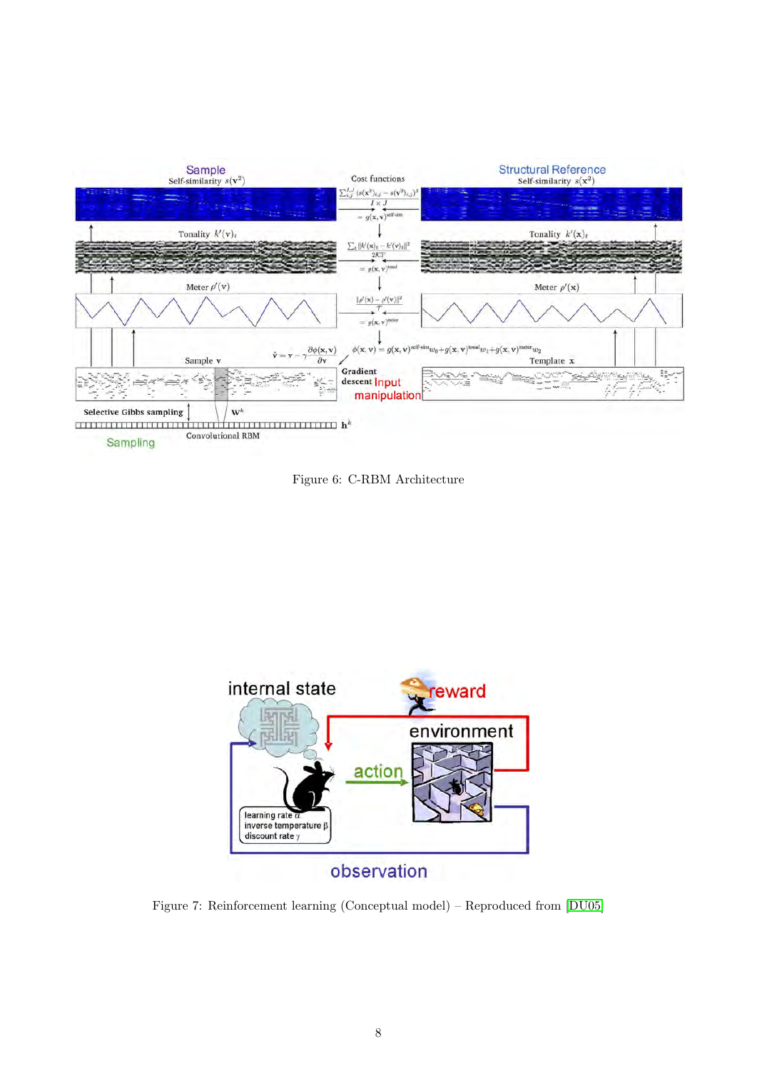Figure 6: C-RBM Architecture

Figure 7: Reinforcement learning (Conceptual model) – Reproduced from [DU05]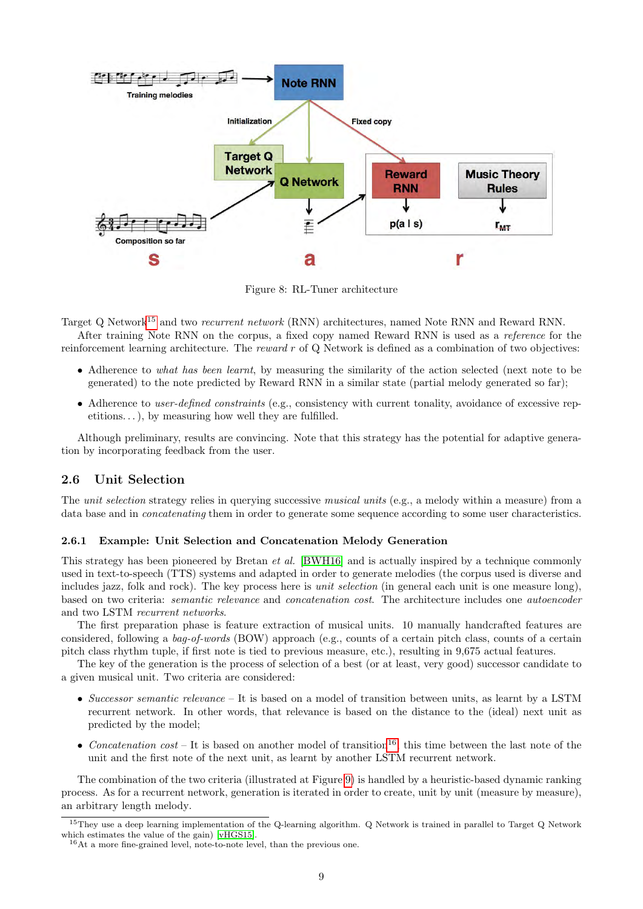Figure 8: RL-Tuner architecture

Target Q Network[15] and two *recurrent network* (RNN) architectures, named Note RNN and Reward RNN.

After training Note RNN on the corpus, a fixed copy named Reward RNN is used as a *reference* for the reinforcement learning architecture. The *reward* $r$ of Q Network is defined as a combination of two objectives:

- Adherence to *what has been learnt*, by measuring the similarity of the action selected (next note to be generated) to the note predicted by Reward RNN in a similar state (partial melody generated so far);
- Adherence to *user-defined constraints* (e.g., consistency with current tonality, avoidance of excessive repetitions...), by measuring how well they are fulfilled.

Although preliminary, results are convincing. Note that this strategy has the potential for adaptive generation by incorporating feedback from the user.

## 2.6 Unit Selection

The *unit selection* strategy relies in querying successive *musical units* (e.g., a melody within a measure) from a data base and in *concatenating* them in order to generate some sequence according to some user characteristics.

### 2.6.1 Example: Unit Selection and Concatenation Melody Generation

This strategy has been pioneered by Bretan *et al.* [BWH16] and is actually inspired by a technique commonly used in text-to-speech (TTS) systems and adapted in order to generate melodies (the corpus used is diverse and includes jazz, folk and rock). The key process here is *unit selection* (in general each unit is one measure long), based on two criteria: *semantic relevance* and *concatenation cost*. The architecture includes one *autoencoder* and two LSTM *recurrent networks*.

The first preparation phase is feature extraction of musical units. 10 manually handcrafted features are considered, following a *bag-of-words* (BOW) approach (e.g., counts of a certain pitch class, counts of a certain pitch class rhythm tuple, if first note is tied to previous measure, etc.), resulting in 9,675 actual features.

The key of the generation is the process of selection of a best (or at least, very good) successor candidate to a given musical unit. Two criteria are considered:

- *Successor semantic relevance* – It is based on a model of transition between units, as learnt by a LSTM recurrent network. In other words, that relevance is based on the distance to the (ideal) next unit as predicted by the model;
- *Concatenation cost* – It is based on another model of transition[16], this time between the last note of the unit and the first note of the next unit, as learnt by another LSTM recurrent network.

The combination of the two criteria (illustrated at Figure 9) is handled by a heuristic-based dynamic ranking process. As for a recurrent network, generation is iterated in order to create, unit by unit (measure by measure), an arbitrary length melody.

[15] They use a deep learning implementation of the Q-learning algorithm. Q Network is trained in parallel to Target Q Network which estimates the value of the gain) [vHGS15].

[16] At a more fine-grained level, note-to-note level, than the previous one.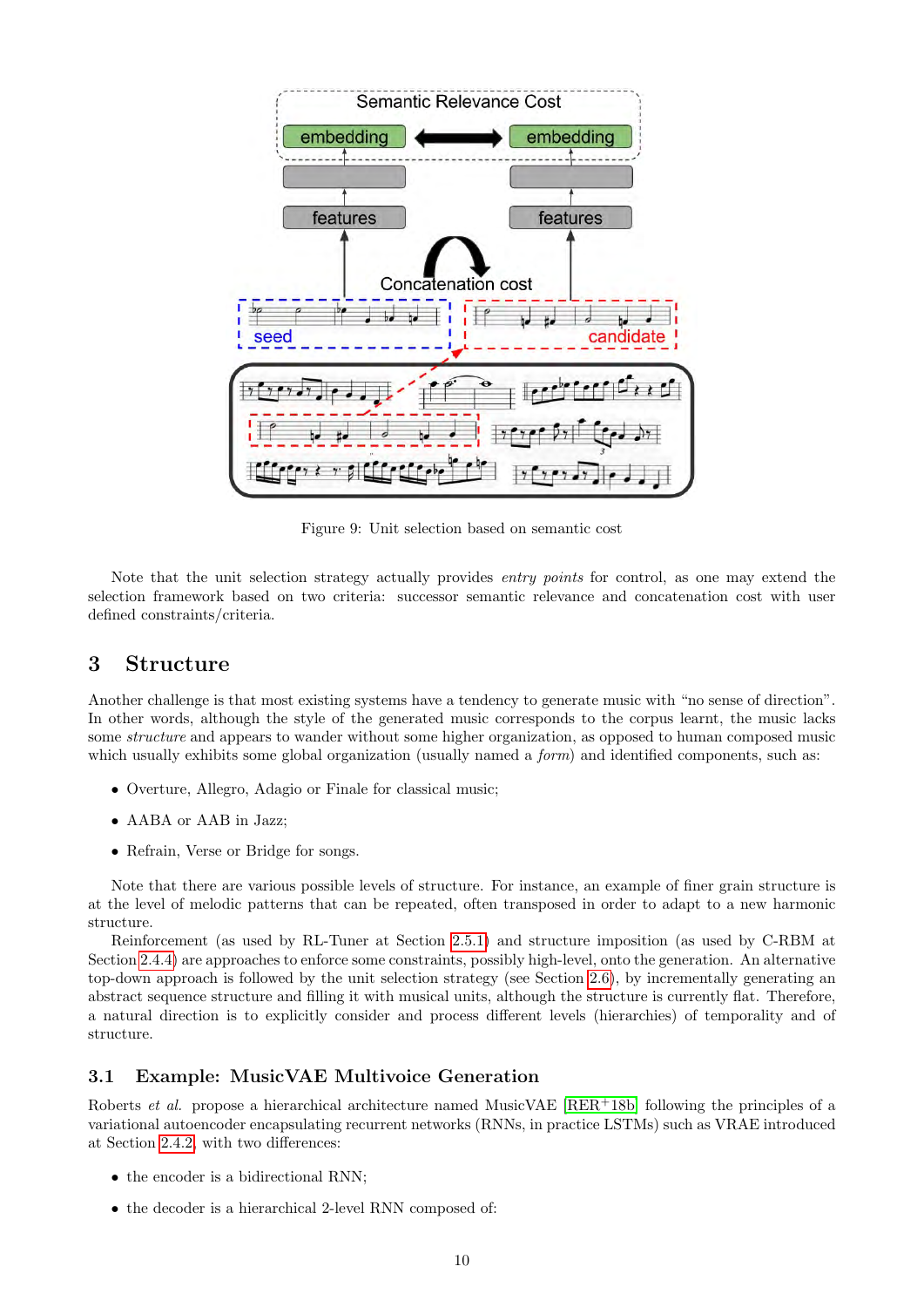Figure 9: Unit selection based on semantic cost

Note that the unit selection strategy actually provides *entry points* for control, as one may extend the selection framework based on two criteria: successor semantic relevance and concatenation cost with user defined constraints/criteria.

# 3 Structure

Another challenge is that most existing systems have a tendency to generate music with "no sense of direction". In other words, although the style of the generated music corresponds to the corpus learnt, the music lacks some *structure* and appears to wander without some higher organization, as opposed to human composed music which usually exhibits some global organization (usually named a *form*) and identified components, such as:

- Overture, Allegro, Adagio or Finale for classical music;
- AABA or AAB in Jazz;
- Refrain, Verse or Bridge for songs.

Note that there are various possible levels of structure. For instance, an example of finer grain structure is at the level of melodic patterns that can be repeated, often transposed in order to adapt to a new harmonic structure.

Reinforcement (as used by RL-Tuner at Section 2.5.1) and structure imposition (as used by C-RBM at Section 2.4.4) are approaches to enforce some constraints, possibly high-level, onto the generation. An alternative top-down approach is followed by the unit selection strategy (see Section 2.6), by incrementally generating an abstract sequence structure and filling it with musical units, although the structure is currently flat. Therefore, a natural direction is to explicitly consider and process different levels (hierarchies) of temporality and of structure.

## 3.1 Example: MusicVAE Multivoice Generation

Roberts *et al.* propose a hierarchical architecture named MusicVAE [RER+18b] following the principles of a variational autoencoder encapsulating recurrent networks (RNNs, in practice LSTMs) such as VRAE introduced at Section 2.4.2, with two differences:

- the encoder is a bidirectional RNN;
- the decoder is a hierarchical 2-level RNN composed of: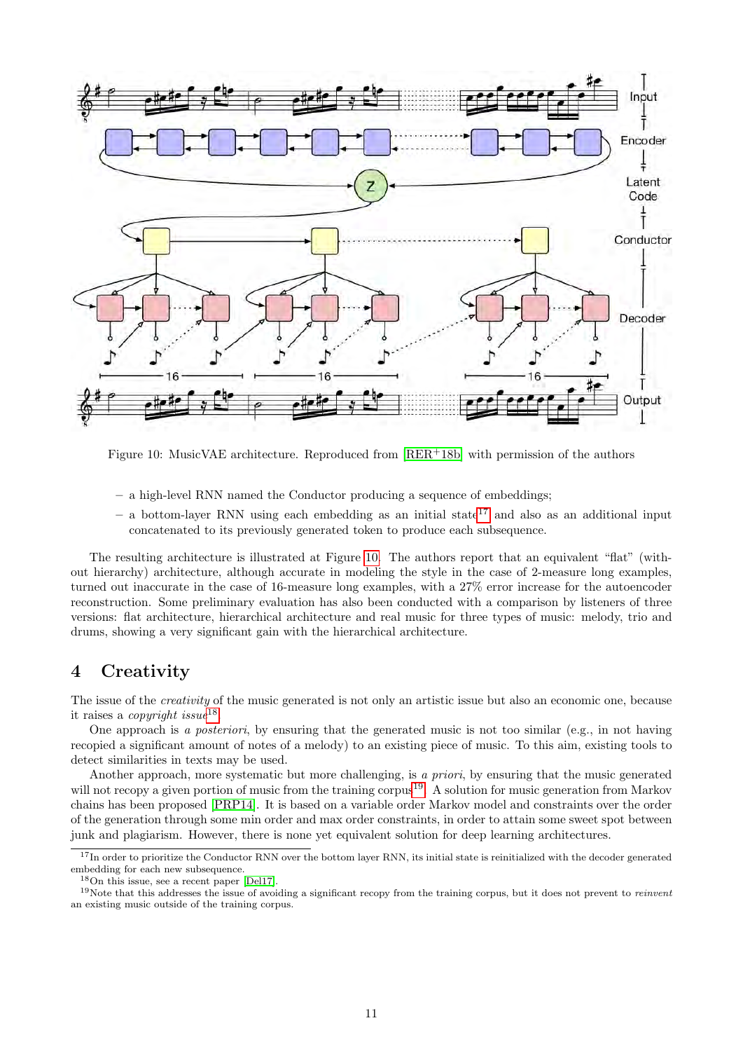Figure 10: MusicVAE architecture. Reproduced from [RER+18b] with permission of the authors

- a high-level RNN named the Conductor producing a sequence of embeddings;
- a bottom-layer RNN using each embedding as an initial state[17] and also as an additional input concatenated to its previously generated token to produce each subsequence.

The resulting architecture is illustrated at Figure 10. The authors report that an equivalent "flat" (without hierarchy) architecture, although accurate in modeling the style in the case of 2-measure long examples, turned out inaccurate in the case of 16-measure long examples, with a 27% error increase for the autoencoder reconstruction. Some preliminary evaluation has also been conducted with a comparison by listeners of three versions: flat architecture, hierarchical architecture and real music for three types of music: melody, trio and drums, showing a very significant gain with the hierarchical architecture.

# 4 Creativity

The issue of the *creativity* of the music generated is not only an artistic issue but also an economic one, because it raises a *copyright issue*[18].

One approach is *a posteriori*, by ensuring that the generated music is not too similar (e.g., in not having recopied a significant amount of notes of a melody) to an existing piece of music. To this aim, existing tools to detect similarities in texts may be used.

Another approach, more systematic but more challenging, is *a priori*, by ensuring that the music generated will not recopy a given portion of music from the training corpus[19]. A solution for music generation from Markov chains has been proposed [PRP14]. It is based on a variable order Markov model and constraints over the order of the generation through some min order and max order constraints, in order to attain some sweet spot between junk and plagiarism. However, there is none yet equivalent solution for deep learning architectures.

[17] In order to prioritize the Conductor RNN over the bottom layer RNN, its initial state is reinitialized with the decoder generated embedding for each new subsequence.

[18] On this issue, see a recent paper [Del17].

[19] Note that this addresses the issue of avoiding a significant recopy from the training corpus, but it does not prevent to *reinvent* an existing music outside of the training corpus.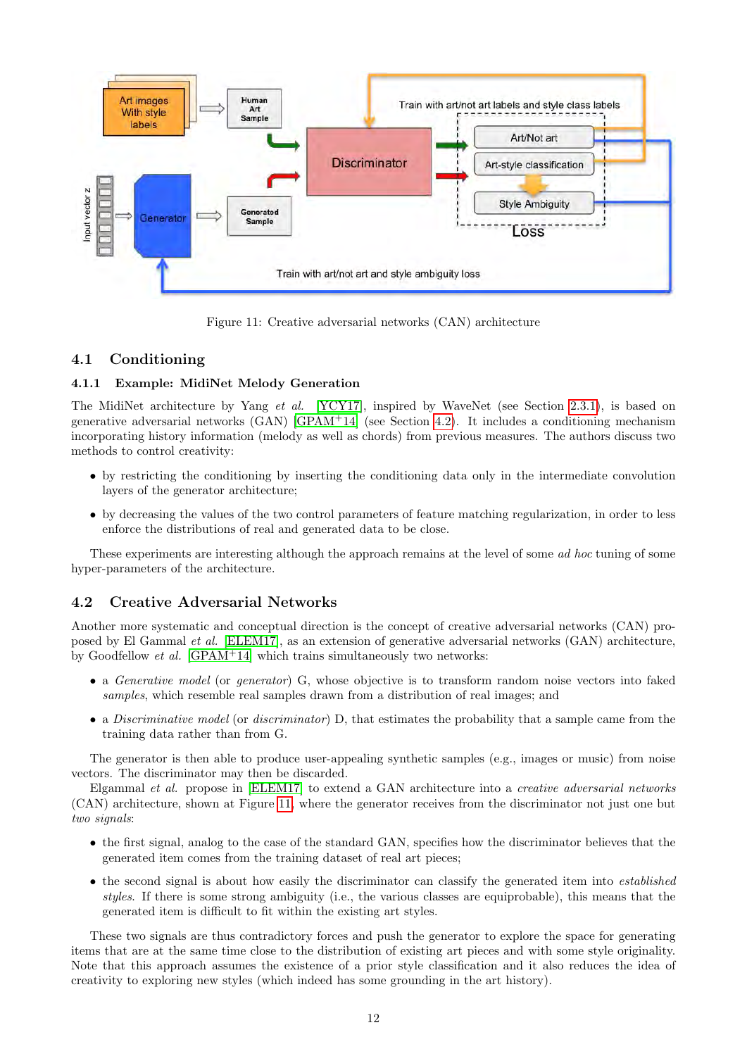Figure 11: Creative adversarial networks (CAN) architecture

## 4.1 Conditioning

### 4.1.1 Example: MidiNet Melody Generation

The MidiNet architecture by Yang *et al.* [YCY17], inspired by WaveNet (see Section 2.3.1), is based on generative adversarial networks (GAN) [GPAM+14] (see Section 4.2). It includes a conditioning mechanism incorporating history information (melody as well as chords) from previous measures. The authors discuss two methods to control creativity:

- by restricting the conditioning by inserting the conditioning data only in the intermediate convolution layers of the generator architecture;
- by decreasing the values of the two control parameters of feature matching regularization, in order to less enforce the distributions of real and generated data to be close.

These experiments are interesting although the approach remains at the level of some *ad hoc* tuning of some hyper-parameters of the architecture.

## 4.2 Creative Adversarial Networks

Another more systematic and conceptual direction is the concept of creative adversarial networks (CAN) proposed by El Gammal *et al.* [ELEM17], as an extension of generative adversarial networks (GAN) architecture, by Goodfellow *et al.* [GPAM+14] which trains simultaneously two networks:

- a *Generative model* (or *generator*) G, whose objective is to transform random noise vectors into faked *samples*, which resemble real samples drawn from a distribution of real images; and
- a *Discriminative model* (or *discriminator*) D, that estimates the probability that a sample came from the training data rather than from G.

The generator is then able to produce user-appealing synthetic samples (e.g., images or music) from noise vectors. The discriminator may then be discarded.

Elgammal *et al.* propose in [ELEM17] to extend a GAN architecture into a *creative adversarial networks* (CAN) architecture, shown at Figure 11, where the generator receives from the discriminator not just one but *two signals*:

- the first signal, analog to the case of the standard GAN, specifies how the discriminator believes that the generated item comes from the training dataset of real art pieces;
- the second signal is about how easily the discriminator can classify the generated item into *established styles*. If there is some strong ambiguity (i.e., the various classes are equiprobable), this means that the generated item is difficult to fit within the existing art styles.

These two signals are thus contradictory forces and push the generator to explore the space for generating items that are at the same time close to the distribution of existing art pieces and with some style originality. Note that this approach assumes the existence of a prior style classification and it also reduces the idea of creativity to exploring new styles (which indeed has some grounding in the art history).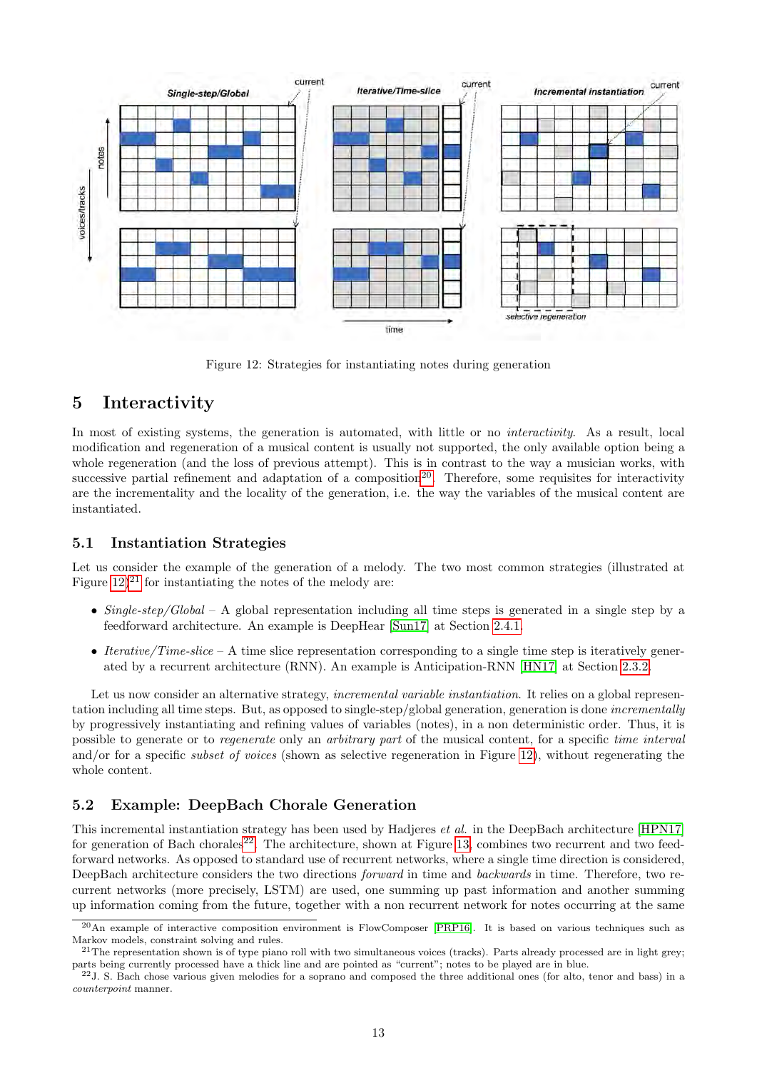Figure 12: Strategies for instantiating notes during generation

## 5 Interactivity

In most of existing systems, the generation is automated, with little or no *interactivity*. As a result, local modification and regeneration of a musical content is usually not supported, the only available option being a whole regeneration (and the loss of previous attempt). This is in contrast to the way a musician works, with successive partial refinement and adaptation of a composition[20]. Therefore, some requisites for interactivity are the incrementality and the locality of the generation, i.e. the way the variables of the musical content are instantiated.

### 5.1 Instantiation Strategies

Let us consider the example of the generation of a melody. The two most common strategies (illustrated at Figure 12)[21] for instantiating the notes of the melody are:

- *Single-step/Global* – A global representation including all time steps is generated in a single step by a feedforward architecture. An example is DeepHear [Sun17] at Section 2.4.1.
- *Iterative/Time-slice* – A time slice representation corresponding to a single time step is iteratively generated by a recurrent architecture (RNN). An example is Anticipation-RNN [HN17] at Section 2.3.2.

Let us now consider an alternative strategy, *incremental variable instantiation*. It relies on a global representation including all time steps. But, as opposed to single-step/global generation, generation is done *incrementally* by progressively instantiating and refining values of variables (notes), in a non deterministic order. Thus, it is possible to generate or to *regenerate* only an *arbitrary part* of the musical content, for a specific *time interval* and/or for a specific *subset of voices* (shown as selective regeneration in Figure 12), without regenerating the whole content.

### 5.2 Example: DeepBach Chorale Generation

This incremental instantiation strategy has been used by Hadjeres *et al.* in the DeepBach architecture [HPN17] for generation of Bach chorales[22]. The architecture, shown at Figure 13, combines two recurrent and two feedforward networks. As opposed to standard use of recurrent networks, where a single time direction is considered, DeepBach architecture considers the two directions *forward* in time and *backwards* in time. Therefore, two recurrent networks (more precisely, LSTM) are used, one summing up past information and another summing up information coming from the future, together with a non recurrent network for notes occurring at the same

[20] An example of interactive composition environment is FlowComposer [PRP16]. It is based on various techniques such as Markov models, constraint solving and rules.

[21] The representation shown is of type piano roll with two simultaneous voices (tracks). Parts already processed are in light grey; parts being currently processed have a thick line and are pointed as "current"; notes to be played are in blue.

[22] J. S. Bach chose various given melodies for a soprano and composed the three additional ones (for alto, tenor and bass) in a *counterpoint* manner.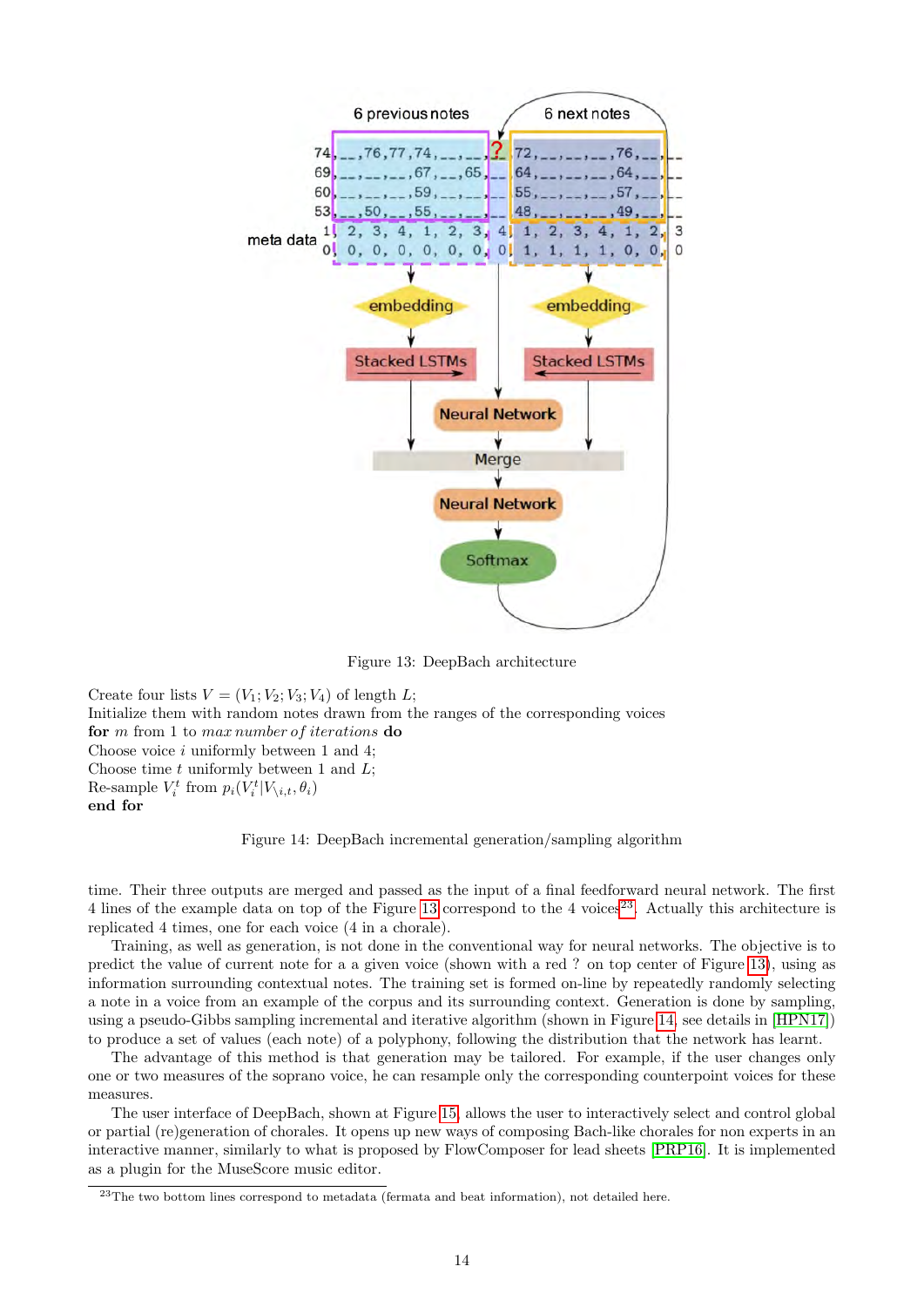Figure 13: DeepBach architecture

Create four lists $V = (V_1; V_2; V_3; V_4)$ of length $L$;
Initialize them with random notes drawn from the ranges of the corresponding voices
**for** $m$ from 1 to *max number of iterations* **do**
Choose voice $i$ uniformly between 1 and 4;
Choose time $t$ uniformly between 1 and $L$;
Re-sample $V_i^t$ from $p_i(V_i^t | V_{\setminus i,t}, \theta_i)$
**end for**

Figure 14: DeepBach incremental generation/sampling algorithm

time. Their three outputs are merged and passed as the input of a final feedforward neural network. The first 4 lines of the example data on top of the Figure 13 correspond to the 4 voices[23]. Actually this architecture is replicated 4 times, one for each voice (4 in a chorale).

Training, as well as generation, is not done in the conventional way for neural networks. The objective is to predict the value of current note for a a given voice (shown with a red ? on top center of Figure 13), using as information surrounding contextual notes. The training set is formed on-line by repeatedly randomly selecting a note in a voice from an example of the corpus and its surrounding context. Generation is done by sampling, using a pseudo-Gibbs sampling incremental and iterative algorithm (shown in Figure 14, see details in [HPN17]) to produce a set of values (each note) of a polyphony, following the distribution that the network has learnt.

The advantage of this method is that generation may be tailored. For example, if the user changes only one or two measures of the soprano voice, he can resample only the corresponding counterpoint voices for these measures.

The user interface of DeepBach, shown at Figure 15, allows the user to interactively select and control global or partial (re)generation of chorales. It opens up new ways of composing Bach-like chorales for non experts in an interactive manner, similarly to what is proposed by FlowComposer for lead sheets [PRP16]. It is implemented as a plugin for the MuseScore music editor.

[23]The two bottom lines correspond to metadata (fermata and beat information), not detailed here.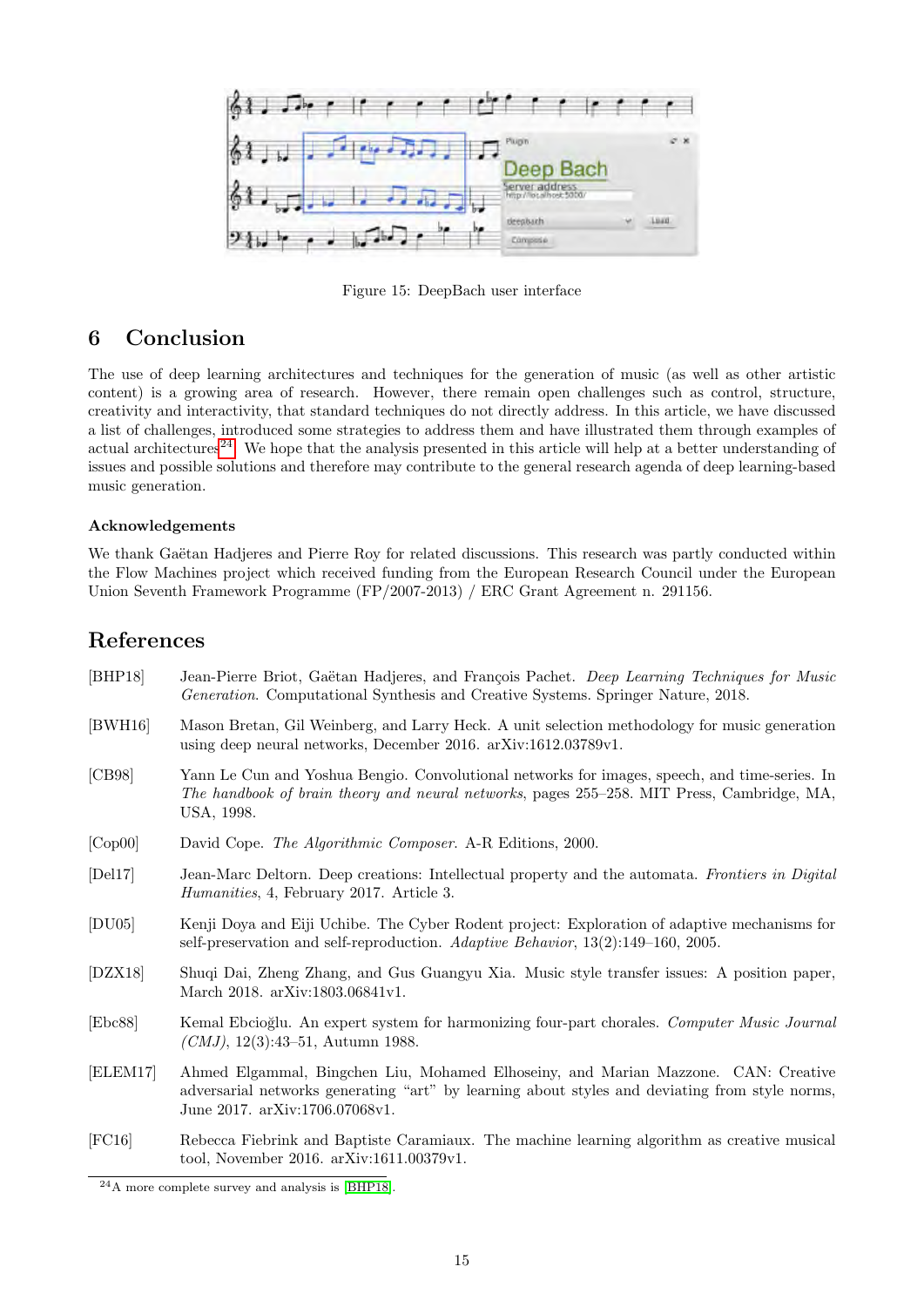Figure 15: DeepBach user interface

## 6 Conclusion

The use of deep learning architectures and techniques for the generation of music (as well as other artistic content) is a growing area of research. However, there remain open challenges such as control, structure, creativity and interactivity, that standard techniques do not directly address. In this article, we have discussed a list of challenges, introduced some strategies to address them and have illustrated them through examples of actual architectures[24]. We hope that the analysis presented in this article will help at a better understanding of issues and possible solutions and therefore may contribute to the general research agenda of deep learning-based music generation.

### Acknowledgements

We thank Gaëtan Hadjeres and Pierre Roy for related discussions. This research was partly conducted within the Flow Machines project which received funding from the European Research Council under the European Union Seventh Framework Programme (FP/2007-2013) / ERC Grant Agreement n. 291156.

## References

[BHP18] Jean-Pierre Briot, Gaëtan Hadjeres, and François Pachet. *Deep Learning Techniques for Music Generation*. Computational Synthesis and Creative Systems. Springer Nature, 2018.

[BWH16] Mason Bretan, Gil Weinberg, and Larry Heck. A unit selection methodology for music generation using deep neural networks, December 2016. arXiv:1612.03789v1.

[CB98] Yann Le Cun and Yoshua Bengio. Convolutional networks for images, speech, and time-series. In *The handbook of brain theory and neural networks*, pages 255–258. MIT Press, Cambridge, MA, USA, 1998.

[Cop00] David Cope. *The Algorithmic Composer*. A-R Editions, 2000.

[Del17] Jean-Marc Deltorn. Deep creations: Intellectual property and the automata. *Frontiers in Digital Humanities*, 4, February 2017. Article 3.

[DU05] Kenji Doya and Eiji Uchibe. The Cyber Rodent project: Exploration of adaptive mechanisms for self-preservation and self-reproduction. *Adaptive Behavior*, 13(2):149–160, 2005.

[DZX18] Shuqi Dai, Zheng Zhang, and Gus Guangyu Xia. Music style transfer issues: A position paper, March 2018. arXiv:1803.06841v1.

[Ebc88] Kemal Ebcioğlu. An expert system for harmonizing four-part chorales. *Computer Music Journal (CMJ)*, 12(3):43–51, Autumn 1988.

[ELEM17] Ahmed Elgammal, Bingchen Liu, Mohamed Elhoseiny, and Marian Mazzone. CAN: Creative adversarial networks generating "art" by learning about styles and deviating from style norms, June 2017. arXiv:1706.07068v1.

[FC16] Rebecca Fiebrink and Baptiste Caramiaux. The machine learning algorithm as creative musical tool, November 2016. arXiv:1611.00379v1.

[24] A more complete survey and analysis is [BHP18].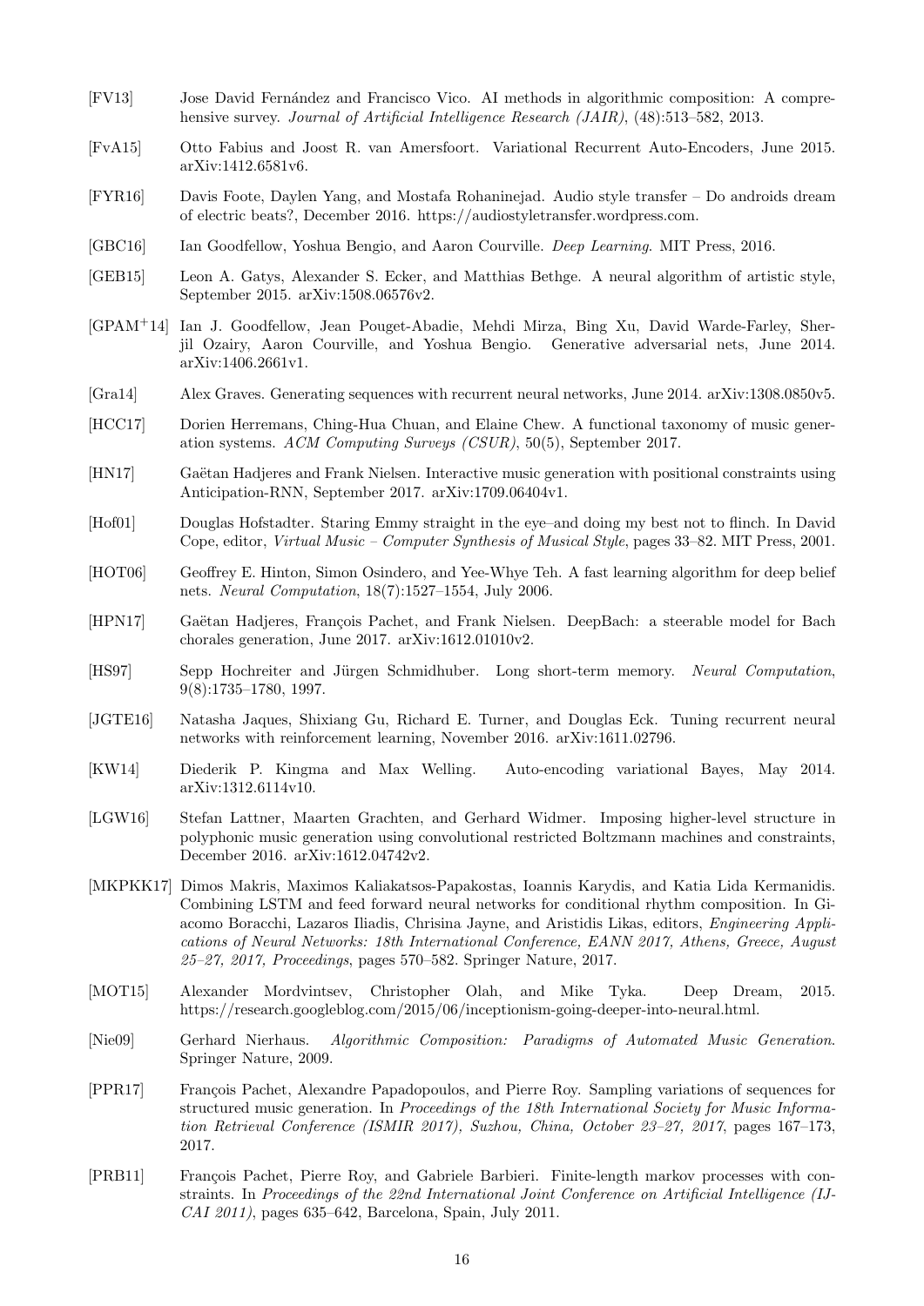[FV13] Jose David Fernández and Francisco Vico. AI methods in algorithmic composition: A comprehensive survey. *Journal of Artificial Intelligence Research (JAIR)*, (48):513–582, 2013.

[FvA15] Otto Fabius and Joost R. van Amersfoort. Variational Recurrent Auto-Encoders, June 2015. arXiv:1412.6581v6.

[FYR16] Davis Foote, Daylen Yang, and Mostafa Rohaninejad. Audio style transfer – Do androids dream of electric beats?, December 2016. https://audiostyletransfer.wordpress.com.

[GBC16] Ian Goodfellow, Yoshua Bengio, and Aaron Courville. *Deep Learning*. MIT Press, 2016.

[GEB15] Leon A. Gatys, Alexander S. Ecker, and Matthias Bethge. A neural algorithm of artistic style, September 2015. arXiv:1508.06576v2.

[GPAM+14] Ian J. Goodfellow, Jean Pouget-Abadie, Mehdi Mirza, Bing Xu, David Warde-Farley, Sherjil Ozairy, Aaron Courville, and Yoshua Bengio. Generative adversarial nets, June 2014. arXiv:1406.2661v1.

[Gra14] Alex Graves. Generating sequences with recurrent neural networks, June 2014. arXiv:1308.0850v5.

[HCC17] Dorien Herremans, Ching-Hua Chuan, and Elaine Chew. A functional taxonomy of music generation systems. *ACM Computing Surveys (CSUR)*, 50(5), September 2017.

[HN17] Gaëtan Hadjeres and Frank Nielsen. Interactive music generation with positional constraints using Anticipation-RNN, September 2017. arXiv:1709.06404v1.

[Hof01] Douglas Hofstadter. Staring Emmy straight in the eye–and doing my best not to flinch. In David Cope, editor, *Virtual Music – Computer Synthesis of Musical Style*, pages 33–82. MIT Press, 2001.

[HOT06] Geoffrey E. Hinton, Simon Osindero, and Yee-Whye Teh. A fast learning algorithm for deep belief nets. *Neural Computation*, 18(7):1527–1554, July 2006.

[HPN17] Gaëtan Hadjeres, François Pachet, and Frank Nielsen. DeepBach: a steerable model for Bach chorales generation, June 2017. arXiv:1612.01010v2.

[HS97] Sepp Hochreiter and Jürgen Schmidhuber. Long short-term memory. *Neural Computation*, 9(8):1735–1780, 1997.

[JGTE16] Natasha Jaques, Shixiang Gu, Richard E. Turner, and Douglas Eck. Tuning recurrent neural networks with reinforcement learning, November 2016. arXiv:1611.02796.

[KW14] Diederik P. Kingma and Max Welling. Auto-encoding variational Bayes, May 2014. arXiv:1312.6114v10.

[LGW16] Stefan Lattner, Maarten Grachten, and Gerhard Widmer. Imposing higher-level structure in polyphonic music generation using convolutional restricted Boltzmann machines and constraints, December 2016. arXiv:1612.04742v2.

[MKPKK17] Dimos Makris, Maximos Kaliakatsos-Papakostas, Ioannis Karydis, and Katia Lida Kermanidis. Combining LSTM and feed forward neural networks for conditional rhythm composition. In Giacomo Boracchi, Lazaros Iliadis, Chrisina Jayne, and Aristidis Likas, editors, *Engineering Applications of Neural Networks: 18th International Conference, EANN 2017, Athens, Greece, August 25–27, 2017, Proceedings*, pages 570–582. Springer Nature, 2017.

[MOT15] Alexander Mordvintsev, Christopher Olah, and Mike Tyka. Deep Dream, 2015. https://research.googleblog.com/2015/06/inceptionism-going-deeper-into-neural.html.

[Nie09] Gerhard Nierhaus. *Algorithmic Composition: Paradigms of Automated Music Generation*. Springer Nature, 2009.

[PPR17] François Pachet, Alexandre Papadopoulos, and Pierre Roy. Sampling variations of sequences for structured music generation. In *Proceedings of the 18th International Society for Music Information Retrieval Conference (ISMIR 2017), Suzhou, China, October 23–27, 2017*, pages 167–173, 2017.

[PRB11] François Pachet, Pierre Roy, and Gabriele Barbieri. Finite-length markov processes with constraints. In *Proceedings of the 22nd International Joint Conference on Artificial Intelligence (IJCAI 2011)*, pages 635–642, Barcelona, Spain, July 2011.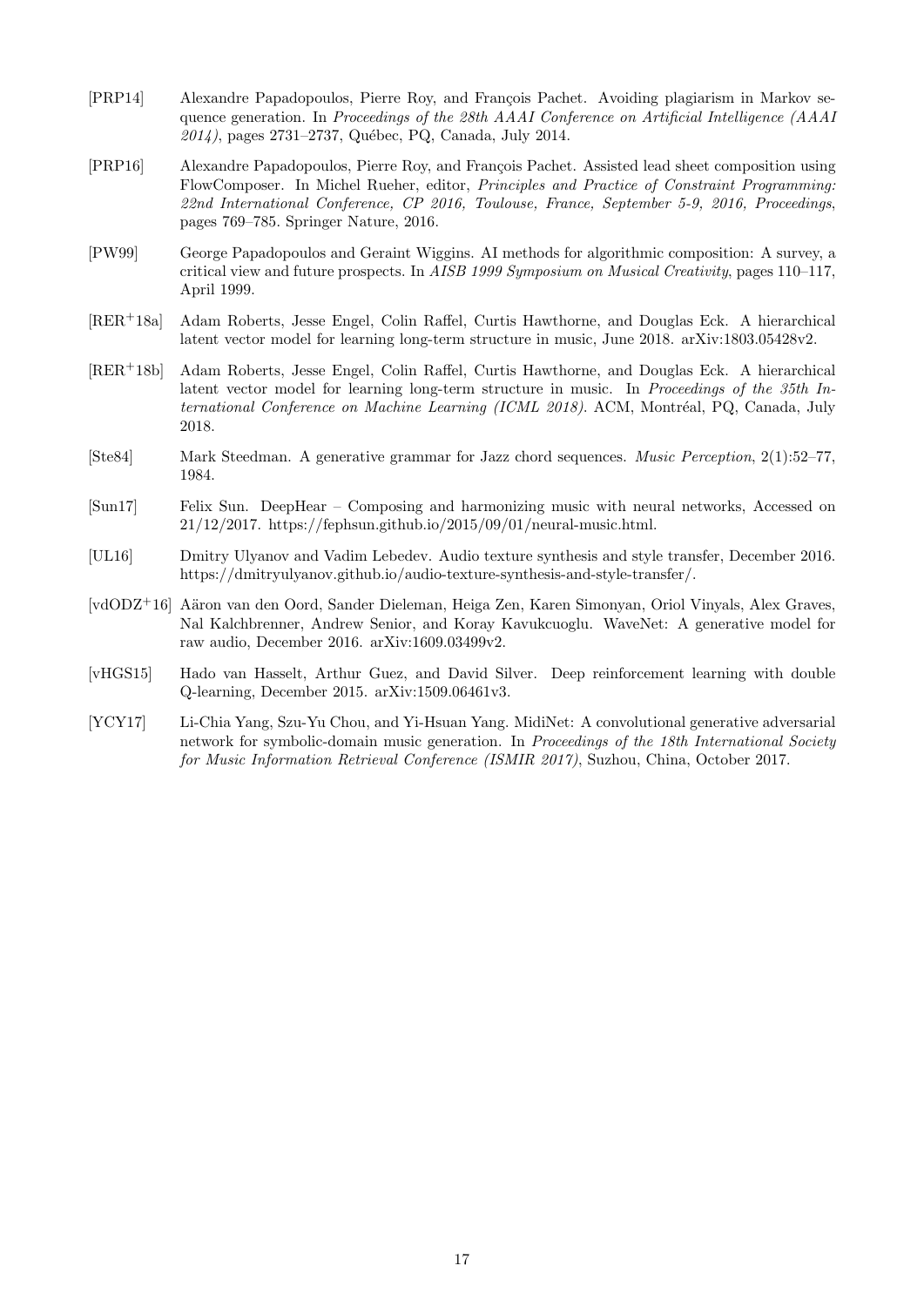[PRP14] Alexandre Papadopoulos, Pierre Roy, and François Pachet. Avoiding plagiarism in Markov sequence generation. In *Proceedings of the 28th AAAI Conference on Artificial Intelligence (AAAI 2014)*, pages 2731–2737, Québec, PQ, Canada, July 2014.

[PRP16] Alexandre Papadopoulos, Pierre Roy, and François Pachet. Assisted lead sheet composition using FlowComposer. In Michel Rueher, editor, *Principles and Practice of Constraint Programming: 22nd International Conference, CP 2016, Toulouse, France, September 5-9, 2016, Proceedings*, pages 769–785. Springer Nature, 2016.

[PW99] George Papadopoulos and Geraint Wiggins. AI methods for algorithmic composition: A survey, a critical view and future prospects. In *AISB 1999 Symposium on Musical Creativity*, pages 110–117, April 1999.

[RER+18a] Adam Roberts, Jesse Engel, Colin Raffel, Curtis Hawthorne, and Douglas Eck. A hierarchical latent vector model for learning long-term structure in music, June 2018. arXiv:1803.05428v2.

[RER+18b] Adam Roberts, Jesse Engel, Colin Raffel, Curtis Hawthorne, and Douglas Eck. A hierarchical latent vector model for learning long-term structure in music. In *Proceedings of the 35th International Conference on Machine Learning (ICML 2018)*. ACM, Montréal, PQ, Canada, July 2018.

[Ste84] Mark Steedman. A generative grammar for Jazz chord sequences. *Music Perception*, 2(1):52–77, 1984.

[Sun17] Felix Sun. DeepHear – Composing and harmonizing music with neural networks, Accessed on 21/12/2017. https://fephsun.github.io/2015/09/01/neural-music.html.

[UL16] Dmitry Ulyanov and Vadim Lebedev. Audio texture synthesis and style transfer, December 2016. https://dmitryulyanov.github.io/audio-texture-synthesis-and-style-transfer/.

[vdODZ+16] Aäron van den Oord, Sander Dieleman, Heiga Zen, Karen Simonyan, Oriol Vinyals, Alex Graves, Nal Kalchbrenner, Andrew Senior, and Koray Kavukcuoglu. WaveNet: A generative model for raw audio, December 2016. arXiv:1609.03499v2.

[vHGS15] Hado van Hasselt, Arthur Guez, and David Silver. Deep reinforcement learning with double Q-learning, December 2015. arXiv:1509.06461v3.

[YCY17] Li-Chia Yang, Szu-Yu Chou, and Yi-Hsuan Yang. MidiNet: A convolutional generative adversarial network for symbolic-domain music generation. In *Proceedings of the 18th International Society for Music Information Retrieval Conference (ISMIR 2017)*, Suzhou, China, October 2017.